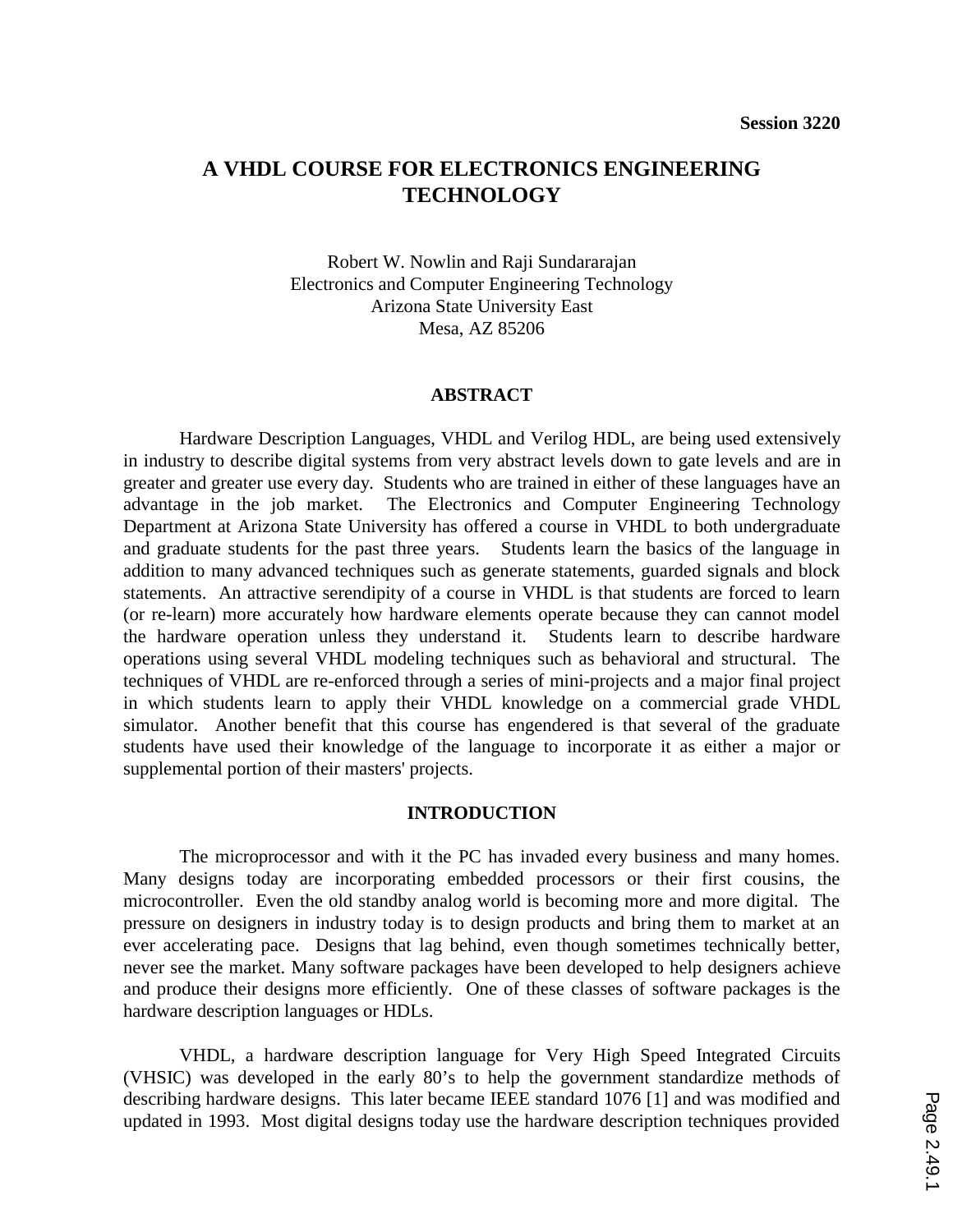Session 3220

# A VHDL COURSE FOR ELECTRONICS ENGINEERING TECHNOLOGY

Robert W. Nowlin and Raji Sundararajan
Electronics and Computer Engineering Technology
Arizona State University East
Mesa, AZ 85206

## ABSTRACT

Hardware Description Languages, VHDL and Verilog HDL, are being used extensively in industry to describe digital systems from very abstract levels down to gate levels and are in greater and greater use every day. Students who are trained in either of these languages have an advantage in the job market. The Electronics and Computer Engineering Technology Department at Arizona State University has offered a course in VHDL to both undergraduate and graduate students for the past three years. Students learn the basics of the language in addition to many advanced techniques such as generate statements, guarded signals and block statements. An attractive serendipity of a course in VHDL is that students are forced to learn (or re-learn) more accurately how hardware elements operate because they can cannot model the hardware operation unless they understand it. Students learn to describe hardware operations using several VHDL modeling techniques such as behavioral and structural. The techniques of VHDL are re-enforced through a series of mini-projects and a major final project in which students learn to apply their VHDL knowledge on a commercial grade VHDL simulator. Another benefit that this course has engendered is that several of the graduate students have used their knowledge of the language to incorporate it as either a major or supplemental portion of their masters' projects.

## INTRODUCTION

The microprocessor and with it the PC has invaded every business and many homes. Many designs today are incorporating embedded processors or their first cousins, the microcontroller. Even the old standby analog world is becoming more and more digital. The pressure on designers in industry today is to design products and bring them to market at an ever accelerating pace. Designs that lag behind, even though sometimes technically better, never see the market. Many software packages have been developed to help designers achieve and produce their designs more efficiently. One of these classes of software packages is the hardware description languages or HDLs.

VHDL, a hardware description language for Very High Speed Integrated Circuits (VHSIC) was developed in the early 80's to help the government standardize methods of describing hardware designs. This later became IEEE standard 1076 [1] and was modified and updated in 1993. Most digital designs today use the hardware description techniques provided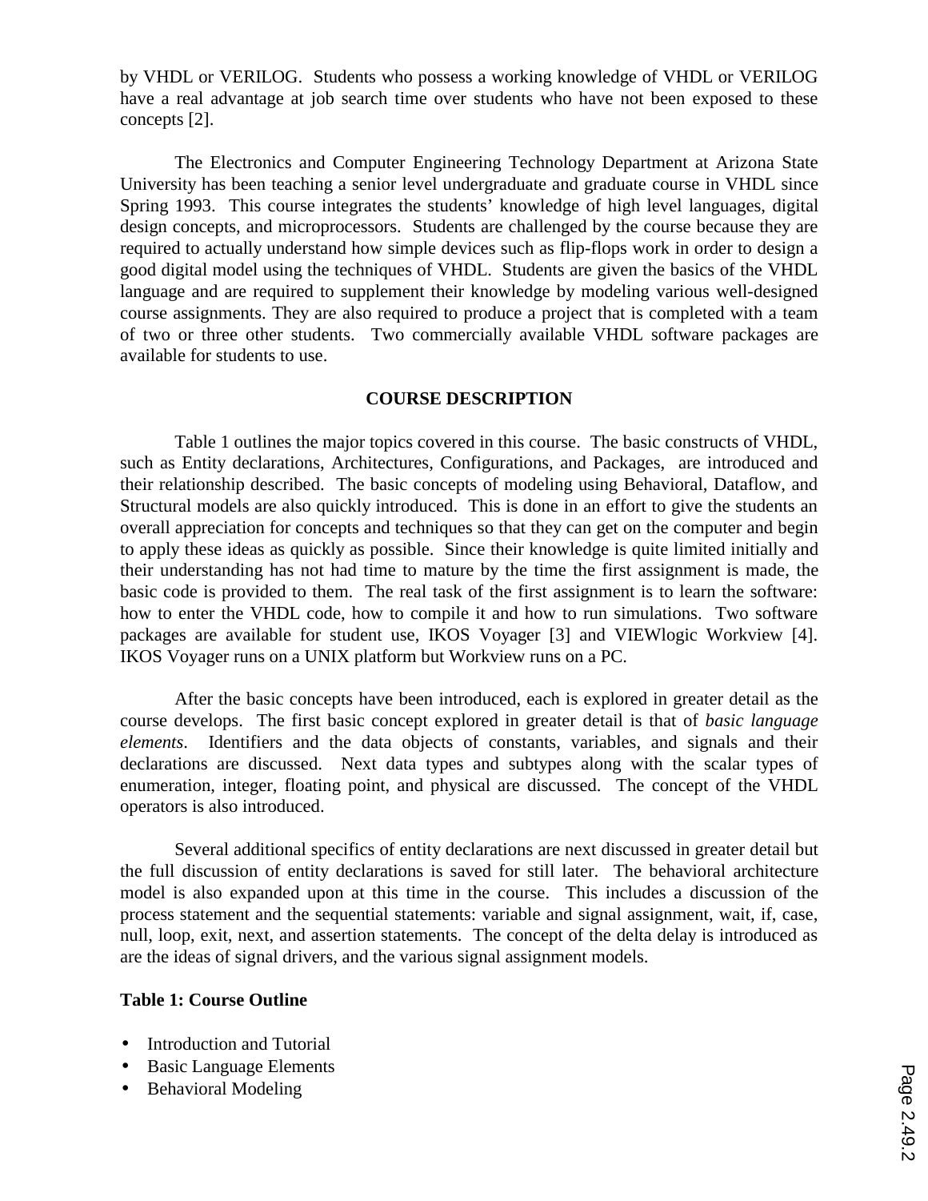by VHDL or VERILOG. Students who possess a working knowledge of VHDL or VERILOG have a real advantage at job search time over students who have not been exposed to these concepts [2].

The Electronics and Computer Engineering Technology Department at Arizona State University has been teaching a senior level undergraduate and graduate course in VHDL since Spring 1993. This course integrates the students' knowledge of high level languages, digital design concepts, and microprocessors. Students are challenged by the course because they are required to actually understand how simple devices such as flip-flops work in order to design a good digital model using the techniques of VHDL. Students are given the basics of the VHDL language and are required to supplement their knowledge by modeling various well-designed course assignments. They are also required to produce a project that is completed with a team of two or three other students. Two commercially available VHDL software packages are available for students to use.

## COURSE DESCRIPTION

Table 1 outlines the major topics covered in this course. The basic constructs of VHDL, such as Entity declarations, Architectures, Configurations, and Packages, are introduced and their relationship described. The basic concepts of modeling using Behavioral, Dataflow, and Structural models are also quickly introduced. This is done in an effort to give the students an overall appreciation for concepts and techniques so that they can get on the computer and begin to apply these ideas as quickly as possible. Since their knowledge is quite limited initially and their understanding has not had time to mature by the time the first assignment is made, the basic code is provided to them. The real task of the first assignment is to learn the software: how to enter the VHDL code, how to compile it and how to run simulations. Two software packages are available for student use, IKOS Voyager [3] and VIEWlogic Workview [4]. IKOS Voyager runs on a UNIX platform but Workview runs on a PC.

After the basic concepts have been introduced, each is explored in greater detail as the course develops. The first basic concept explored in greater detail is that of *basic language elements*. Identifiers and the data objects of constants, variables, and signals and their declarations are discussed. Next data types and subtypes along with the scalar types of enumeration, integer, floating point, and physical are discussed. The concept of the VHDL operators is also introduced.

Several additional specifics of entity declarations are next discussed in greater detail but the full discussion of entity declarations is saved for still later. The behavioral architecture model is also expanded upon at this time in the course. This includes a discussion of the process statement and the sequential statements: variable and signal assignment, wait, if, case, null, loop, exit, next, and assertion statements. The concept of the delta delay is introduced as are the ideas of signal drivers, and the various signal assignment models.

**Table 1: Course Outline**

- Introduction and Tutorial
- Basic Language Elements
- Behavioral Modeling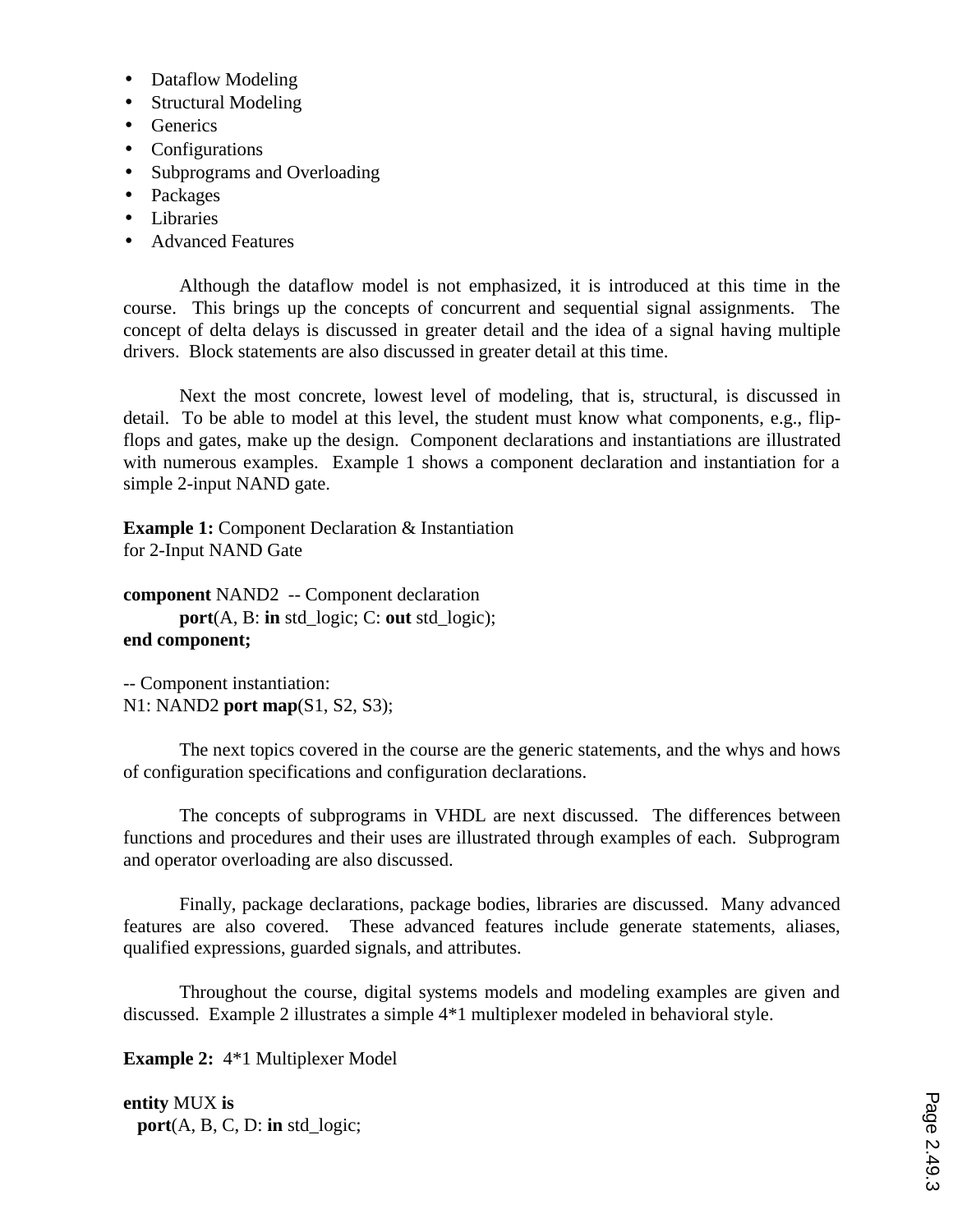- Dataflow Modeling
- Structural Modeling
- Generics
- Configurations
- Subprograms and Overloading
- Packages
- Libraries
- Advanced Features

Although the dataflow model is not emphasized, it is introduced at this time in the course. This brings up the concepts of concurrent and sequential signal assignments. The concept of delta delays is discussed in greater detail and the idea of a signal having multiple drivers. Block statements are also discussed in greater detail at this time.

Next the most concrete, lowest level of modeling, that is, structural, is discussed in detail. To be able to model at this level, the student must know what components, e.g., flip-flops and gates, make up the design. Component declarations and instantiations are illustrated with numerous examples. Example 1 shows a component declaration and instantiation for a simple 2-input NAND gate.

**Example 1:** Component Declaration & Instantiation for 2-Input NAND Gate

```
component NAND2  -- Component declaration
        port(A, B: in std_logic; C: out std_logic);
end component;

-- Component instantiation:
N1: NAND2 port map(S1, S2, S3);
```

The next topics covered in the course are the generic statements, and the whys and hows of configuration specifications and configuration declarations.

The concepts of subprograms in VHDL are next discussed. The differences between functions and procedures and their uses are illustrated through examples of each. Subprogram and operator overloading are also discussed.

Finally, package declarations, package bodies, libraries are discussed. Many advanced features are also covered. These advanced features include generate statements, aliases, qualified expressions, guarded signals, and attributes.

Throughout the course, digital systems models and modeling examples are given and discussed. Example 2 illustrates a simple 4*1 multiplexer modeled in behavioral style.

**Example 2:** 4*1 Multiplexer Model

```
entity MUX is
  port(A, B, C, D: in std_logic;
```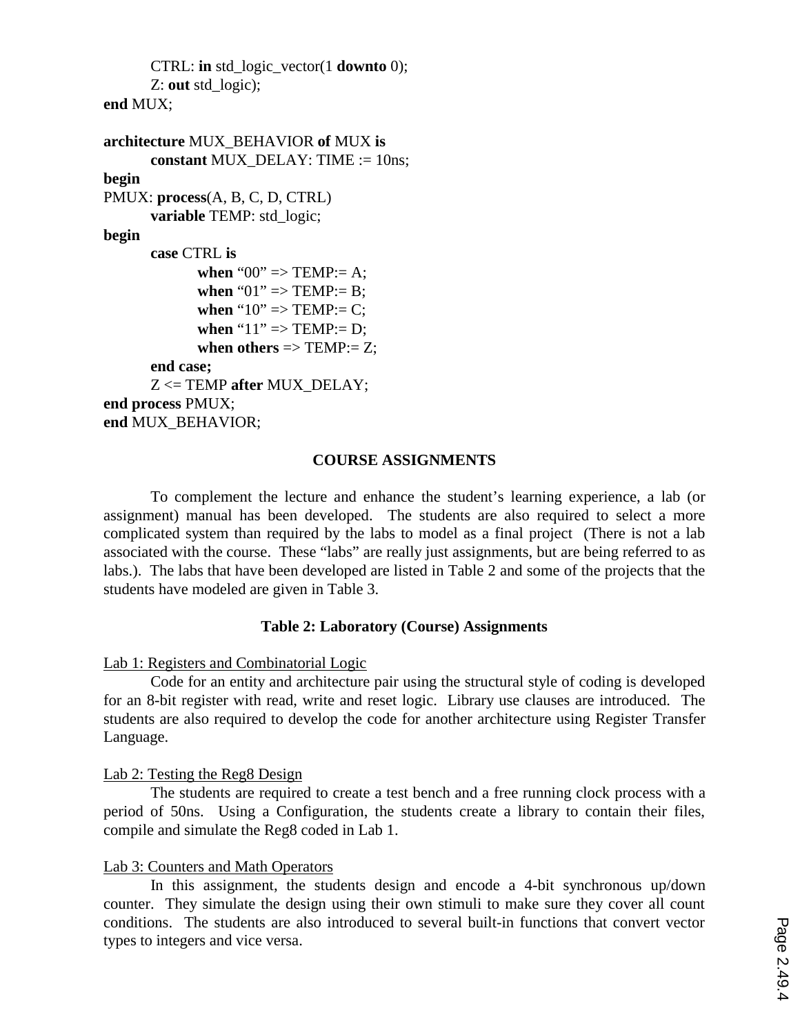```
        CTRL: in std_logic_vector(1 downto 0);
        Z: out std_logic);
end MUX;

architecture MUX_BEHAVIOR of MUX is
        constant MUX_DELAY: TIME := 10ns;
begin
PMUX: process(A, B, C, D, CTRL)
        variable TEMP: std_logic;
begin
        case CTRL is
                when "00" => TEMP:= A;
                when "01" => TEMP:= B;
                when "10" => TEMP:= C;
                when "11" => TEMP:= D;
                when others => TEMP:= Z;
        end case;
        Z <= TEMP after MUX_DELAY;
end process PMUX;
end MUX_BEHAVIOR;
```

## COURSE ASSIGNMENTS

To complement the lecture and enhance the student's learning experience, a lab (or assignment) manual has been developed. The students are also required to select a more complicated system than required by the labs to model as a final project (There is not a lab associated with the course. These "labs" are really just assignments, but are being referred to as labs.). The labs that have been developed are listed in Table 2 and some of the projects that the students have modeled are given in Table 3.

**Table 2: Laboratory (Course) Assignments**

Lab 1: Registers and Combinatorial Logic

Code for an entity and architecture pair using the structural style of coding is developed for an 8-bit register with read, write and reset logic. Library use clauses are introduced. The students are also required to develop the code for another architecture using Register Transfer Language.

Lab 2: Testing the Reg8 Design

The students are required to create a test bench and a free running clock process with a period of 50ns. Using a Configuration, the students create a library to contain their files, compile and simulate the Reg8 coded in Lab 1.

Lab 3: Counters and Math Operators

In this assignment, the students design and encode a 4-bit synchronous up/down counter. They simulate the design using their own stimuli to make sure they cover all count conditions. The students are also introduced to several built-in functions that convert vector types to integers and vice versa.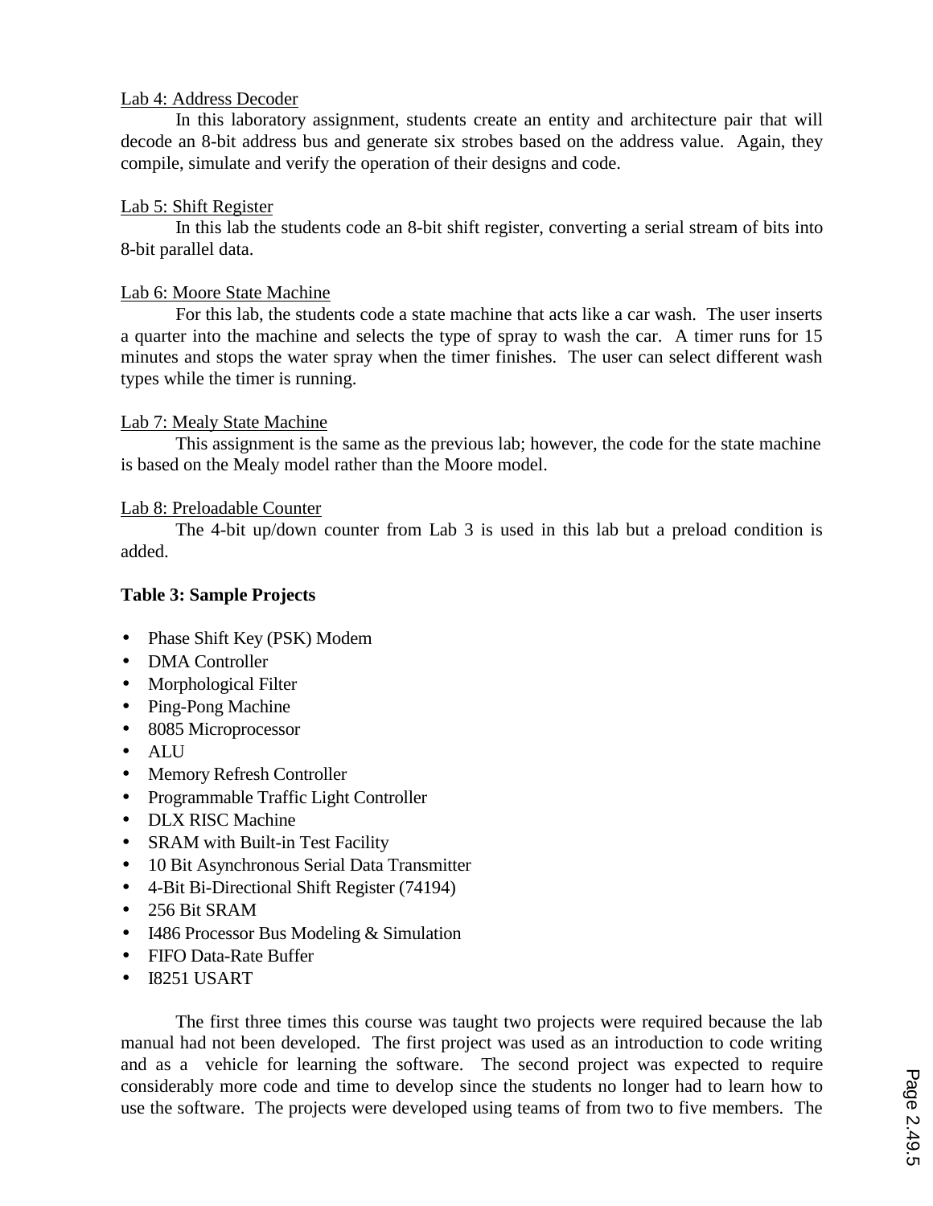Lab 4: Address Decoder

In this laboratory assignment, students create an entity and architecture pair that will decode an 8-bit address bus and generate six strobes based on the address value. Again, they compile, simulate and verify the operation of their designs and code.

Lab 5: Shift Register

In this lab the students code an 8-bit shift register, converting a serial stream of bits into 8-bit parallel data.

Lab 6: Moore State Machine

For this lab, the students code a state machine that acts like a car wash. The user inserts a quarter into the machine and selects the type of spray to wash the car. A timer runs for 15 minutes and stops the water spray when the timer finishes. The user can select different wash types while the timer is running.

Lab 7: Mealy State Machine

This assignment is the same as the previous lab; however, the code for the state machine is based on the Mealy model rather than the Moore model.

Lab 8: Preloadable Counter

The 4-bit up/down counter from Lab 3 is used in this lab but a preload condition is added.

**Table 3: Sample Projects**

- Phase Shift Key (PSK) Modem
- DMA Controller
- Morphological Filter
- Ping-Pong Machine
- 8085 Microprocessor
- ALU
- Memory Refresh Controller
- Programmable Traffic Light Controller
- DLX RISC Machine
- SRAM with Built-in Test Facility
- 10 Bit Asynchronous Serial Data Transmitter
- 4-Bit Bi-Directional Shift Register (74194)
- 256 Bit SRAM
- I486 Processor Bus Modeling & Simulation
- FIFO Data-Rate Buffer
- I8251 USART

The first three times this course was taught two projects were required because the lab manual had not been developed. The first project was used as an introduction to code writing and as a vehicle for learning the software. The second project was expected to require considerably more code and time to develop since the students no longer had to learn how to use the software. The projects were developed using teams of from two to five members. The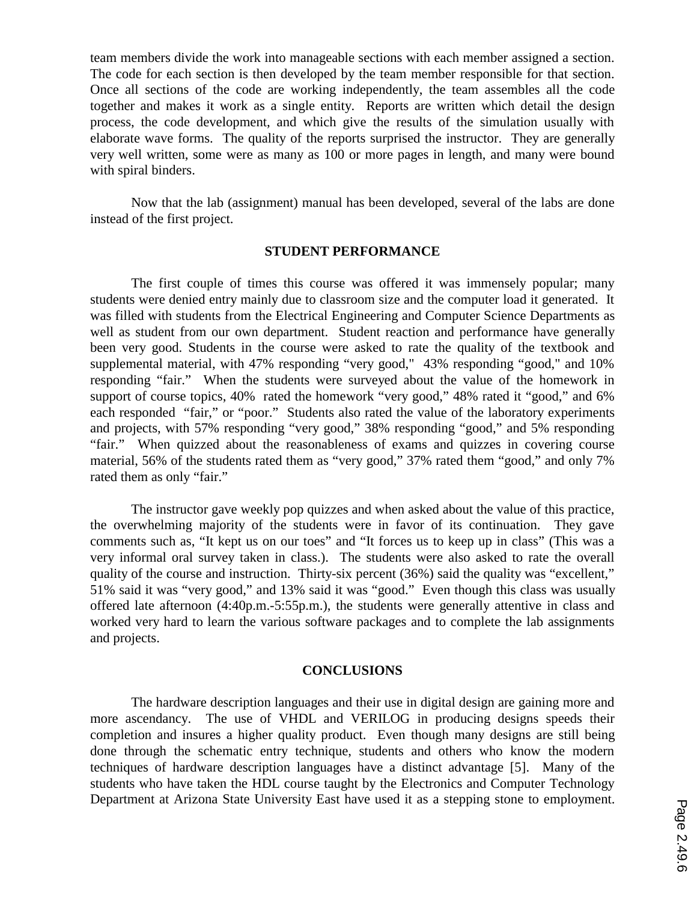team members divide the work into manageable sections with each member assigned a section. The code for each section is then developed by the team member responsible for that section. Once all sections of the code are working independently, the team assembles all the code together and makes it work as a single entity. Reports are written which detail the design process, the code development, and which give the results of the simulation usually with elaborate wave forms. The quality of the reports surprised the instructor. They are generally very well written, some were as many as 100 or more pages in length, and many were bound with spiral binders.

Now that the lab (assignment) manual has been developed, several of the labs are done instead of the first project.

## STUDENT PERFORMANCE

The first couple of times this course was offered it was immensely popular; many students were denied entry mainly due to classroom size and the computer load it generated. It was filled with students from the Electrical Engineering and Computer Science Departments as well as student from our own department. Student reaction and performance have generally been very good. Students in the course were asked to rate the quality of the textbook and supplemental material, with 47% responding "very good," 43% responding "good," and 10% responding "fair." When the students were surveyed about the value of the homework in support of course topics, 40% rated the homework "very good," 48% rated it "good," and 6% each responded "fair," or "poor." Students also rated the value of the laboratory experiments and projects, with 57% responding "very good," 38% responding "good," and 5% responding "fair." When quizzed about the reasonableness of exams and quizzes in covering course material, 56% of the students rated them as "very good," 37% rated them "good," and only 7% rated them as only "fair."

The instructor gave weekly pop quizzes and when asked about the value of this practice, the overwhelming majority of the students were in favor of its continuation. They gave comments such as, "It kept us on our toes" and "It forces us to keep up in class" (This was a very informal oral survey taken in class.). The students were also asked to rate the overall quality of the course and instruction. Thirty-six percent (36%) said the quality was "excellent," 51% said it was "very good," and 13% said it was "good." Even though this class was usually offered late afternoon (4:40p.m.-5:55p.m.), the students were generally attentive in class and worked very hard to learn the various software packages and to complete the lab assignments and projects.

## CONCLUSIONS

The hardware description languages and their use in digital design are gaining more and more ascendancy. The use of VHDL and VERILOG in producing designs speeds their completion and insures a higher quality product. Even though many designs are still being done through the schematic entry technique, students and others who know the modern techniques of hardware description languages have a distinct advantage [5]. Many of the students who have taken the HDL course taught by the Electronics and Computer Technology Department at Arizona State University East have used it as a stepping stone to employment.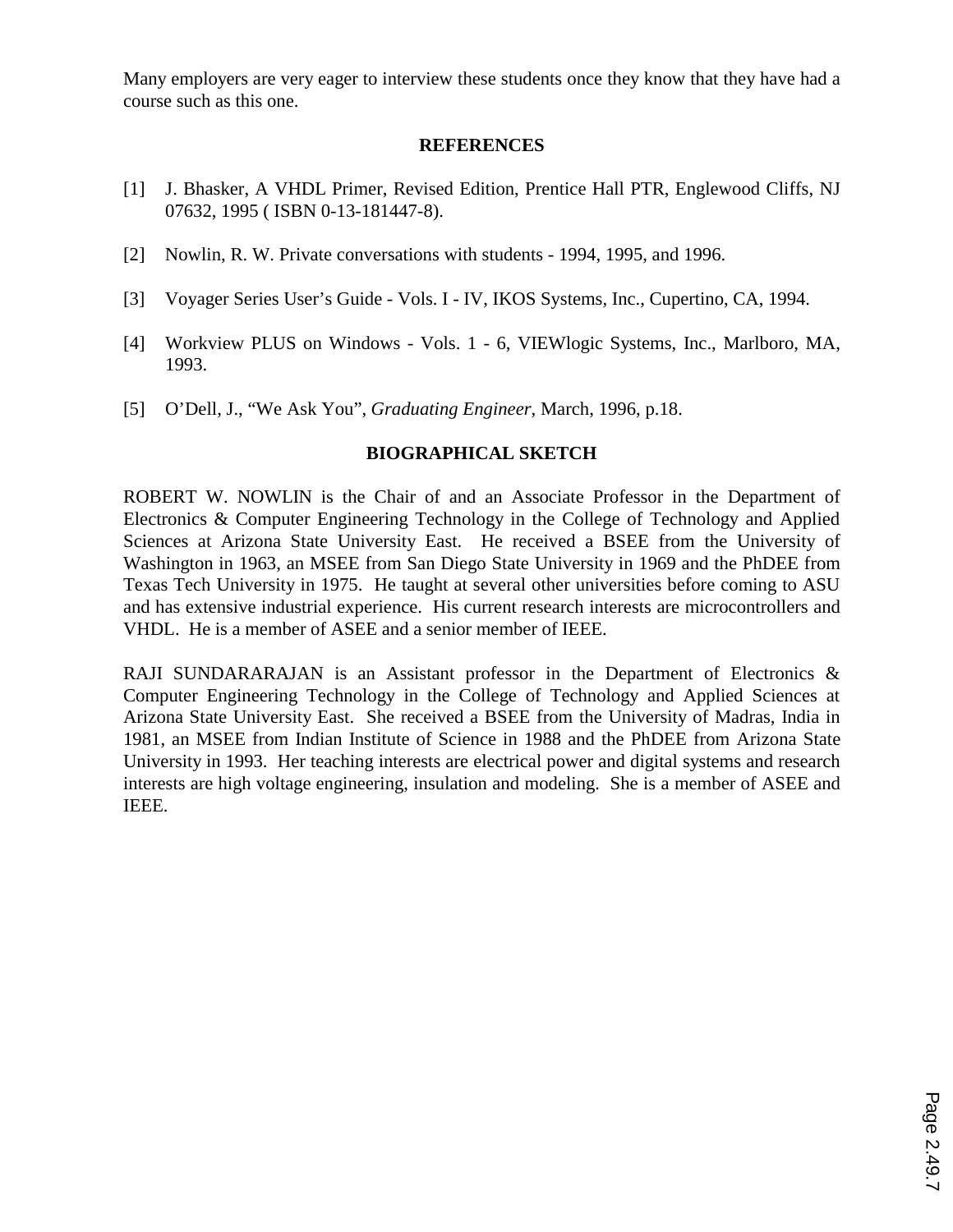Many employers are very eager to interview these students once they know that they have had a course such as this one.

## REFERENCES

[1] J. Bhasker, A VHDL Primer, Revised Edition, Prentice Hall PTR, Englewood Cliffs, NJ 07632, 1995 ( ISBN 0-13-181447-8).

[2] Nowlin, R. W. Private conversations with students - 1994, 1995, and 1996.

[3] Voyager Series User's Guide - Vols. I - IV, IKOS Systems, Inc., Cupertino, CA, 1994.

[4] Workview PLUS on Windows - Vols. 1 - 6, VIEWlogic Systems, Inc., Marlboro, MA, 1993.

[5] O'Dell, J., "We Ask You", *Graduating Engineer*, March, 1996, p.18.

## BIOGRAPHICAL SKETCH

ROBERT W. NOWLIN is the Chair of and an Associate Professor in the Department of Electronics & Computer Engineering Technology in the College of Technology and Applied Sciences at Arizona State University East. He received a BSEE from the University of Washington in 1963, an MSEE from San Diego State University in 1969 and the PhDEE from Texas Tech University in 1975. He taught at several other universities before coming to ASU and has extensive industrial experience. His current research interests are microcontrollers and VHDL. He is a member of ASEE and a senior member of IEEE.

RAJI SUNDARARAJAN is an Assistant professor in the Department of Electronics & Computer Engineering Technology in the College of Technology and Applied Sciences at Arizona State University East. She received a BSEE from the University of Madras, India in 1981, an MSEE from Indian Institute of Science in 1988 and the PhDEE from Arizona State University in 1993. Her teaching interests are electrical power and digital systems and research interests are high voltage engineering, insulation and modeling. She is a member of ASEE and IEEE.